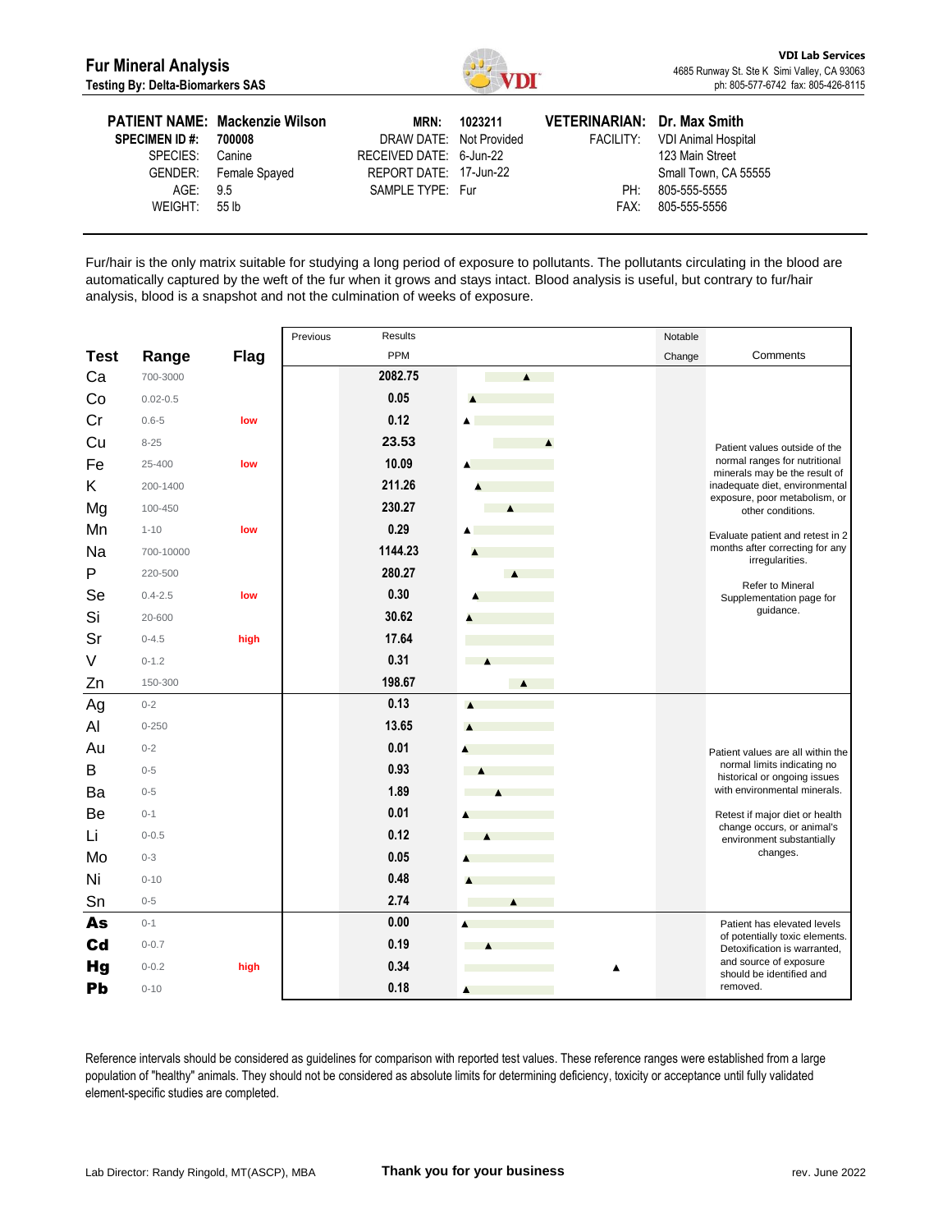# Fur Mineral Analysis

**Testing By: Delta-Biomarkers SAS**

**VDI Lab Services**
4685 Runway St. Ste K Simi Valley, CA 93063
ph: 805-577-6742 fax: 805-426-8115

| | | | | | |
|---|---|---|---|---|---|
| **PATIENT NAME:** | **Mackenzie Wilson** | **MRN:** | **1023211** | **VETERINARIAN:** | **Dr. Max Smith** |
| **SPECIMEN ID #:** | **700008** | DRAW DATE: | Not Provided | FACILITY: | VDI Animal Hospital |
| SPECIES: | Canine | RECEIVED DATE: | 6-Jun-22 | | 123 Main Street |
| GENDER: | Female Spayed | REPORT DATE: | 17-Jun-22 | | Small Town, CA 55555 |
| AGE: | 9.5 | SAMPLE TYPE: | Fur | PH: | 805-555-5555 |
| WEIGHT: | 55 lb | | | FAX: | 805-555-5556 |

Fur/hair is the only matrix suitable for studying a long period of exposure to pollutants. The pollutants circulating in the blood are automatically captured by the weft of the fur when it grows and stays intact. Blood analysis is useful, but contrary to fur/hair analysis, blood is a snapshot and not the culmination of weeks of exposure.

| Test | Range | Flag | Previous | Results PPM | Notable Change | Comments |
|---|---|---|---|---|---|---|
| Ca | 700-3000 | | | 2082.75 | | Patient values outside of the normal ranges for nutritional minerals may be the result of inadequate diet, environmental exposure, poor metabolism, or other conditions. Evaluate patient and retest in 2 months after correcting for any irregularities. Refer to Mineral Supplementation page for guidance. |
| Co | 0.02-0.5 | | | 0.05 | | |
| Cr | 0.6-5 | low | | 0.12 | | |
| Cu | 8-25 | | | 23.53 | | |
| Fe | 25-400 | low | | 10.09 | | |
| K | 200-1400 | | | 211.26 | | |
| Mg | 100-450 | | | 230.27 | | |
| Mn | 1-10 | low | | 0.29 | | |
| Na | 700-10000 | | | 1144.23 | | |
| P | 220-500 | | | 280.27 | | |
| Se | 0.4-2.5 | low | | 0.30 | | |
| Si | 20-600 | | | 30.62 | | |
| Sr | 0-4.5 | high | | 17.64 | | |
| V | 0-1.2 | | | 0.31 | | |
| Zn | 150-300 | | | 198.67 | | |
| Ag | 0-2 | | | 0.13 | | Patient values are all within the normal limits indicating no historical or ongoing issues with environmental minerals. Retest if major diet or health change occurs, or animal's environment substantially changes. |
| Al | 0-250 | | | 13.65 | | |
| Au | 0-2 | | | 0.01 | | |
| B | 0-5 | | | 0.93 | | |
| Ba | 0-5 | | | 1.89 | | |
| Be | 0-1 | | | 0.01 | | |
| Li | 0-0.5 | | | 0.12 | | |
| Mo | 0-3 | | | 0.05 | | |
| Ni | 0-10 | | | 0.48 | | |
| Sn | 0-5 | | | 2.74 | | |
| **As** | 0-1 | | | 0.00 | | Patient has elevated levels of potentially toxic elements. Detoxification is warranted, and source of exposure should be identified and removed. |
| **Cd** | 0-0.7 | | | 0.19 | | |
| **Hg** | 0-0.2 | high | | 0.34 | | |
| **Pb** | 0-10 | | | 0.18 | | |

Reference intervals should be considered as guidelines for comparison with reported test values. These reference ranges were established from a large population of "healthy" animals. They should not be considered as absolute limits for determining deficiency, toxicity or acceptance until fully validated element-specific studies are completed.

Lab Director: Randy Ringold, MT(ASCP), MBA

**Thank you for your business**

rev. June 2022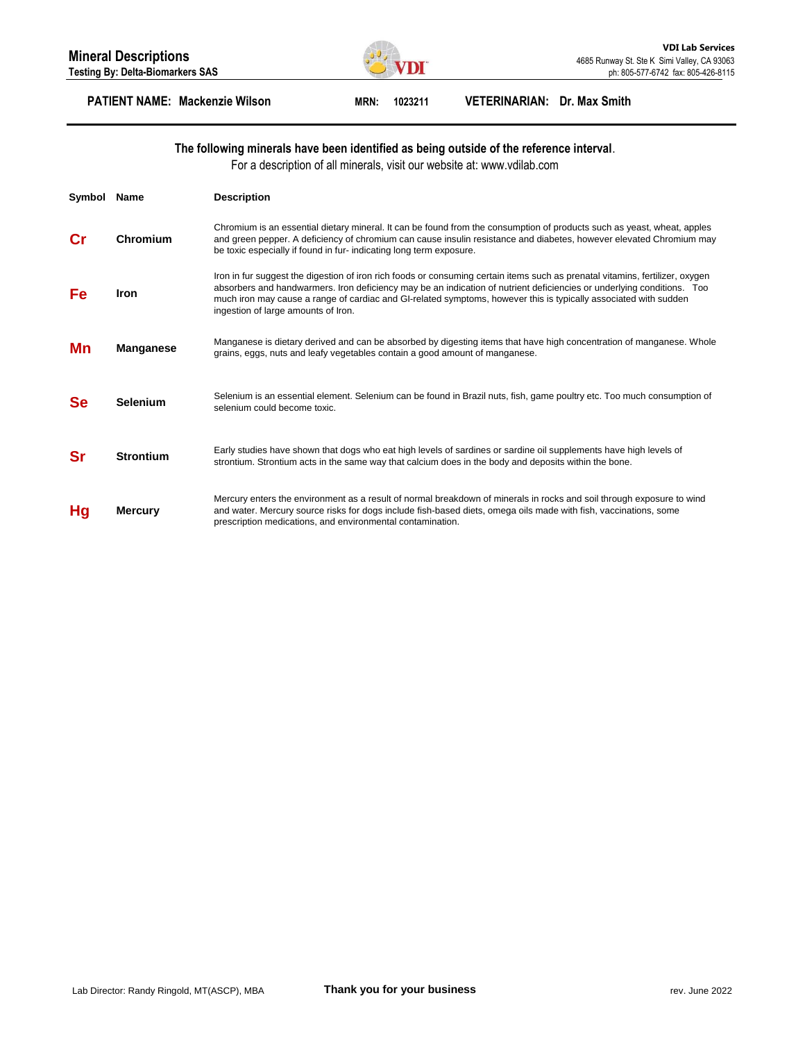# Mineral Descriptions

**Testing By: Delta-Biomarkers SAS**

**VDI Lab Services**
4685 Runway St. Ste K Simi Valley, CA 93063
ph: 805-577-6742 fax: 805-426-8115

**PATIENT NAME: Mackenzie Wilson** **MRN: 1023211** **VETERINARIAN: Dr. Max Smith**

**The following minerals have been identified as being outside of the reference interval**.

For a description of all minerals, visit our website at: www.vdilab.com

| Symbol | Name | Description |
|---|---|---|
| **Cr** | **Chromium** | Chromium is an essential dietary mineral. It can be found from the consumption of products such as yeast, wheat, apples and green pepper. A deficiency of chromium can cause insulin resistance and diabetes, however elevated Chromium may be toxic especially if found in fur- indicating long term exposure. |
| **Fe** | **Iron** | Iron in fur suggest the digestion of iron rich foods or consuming certain items such as prenatal vitamins, fertilizer, oxygen absorbers and handwarmers. Iron deficiency may be an indication of nutrient deficiencies or underlying conditions. Too much iron may cause a range of cardiac and GI-related symptoms, however this is typically associated with sudden ingestion of large amounts of Iron. |
| **Mn** | **Manganese** | Manganese is dietary derived and can be absorbed by digesting items that have high concentration of manganese. Whole grains, eggs, nuts and leafy vegetables contain a good amount of manganese. |
| **Se** | **Selenium** | Selenium is an essential element. Selenium can be found in Brazil nuts, fish, game poultry etc. Too much consumption of selenium could become toxic. |
| **Sr** | **Strontium** | Early studies have shown that dogs who eat high levels of sardines or sardine oil supplements have high levels of strontium. Strontium acts in the same way that calcium does in the body and deposits within the bone. |
| **Hg** | **Mercury** | Mercury enters the environment as a result of normal breakdown of minerals in rocks and soil through exposure to wind and water. Mercury source risks for dogs include fish-based diets, omega oils made with fish, vaccinations, some prescription medications, and environmental contamination. |

Lab Director: Randy Ringold, MT(ASCP), MBA

**Thank you for your business**

rev. June 2022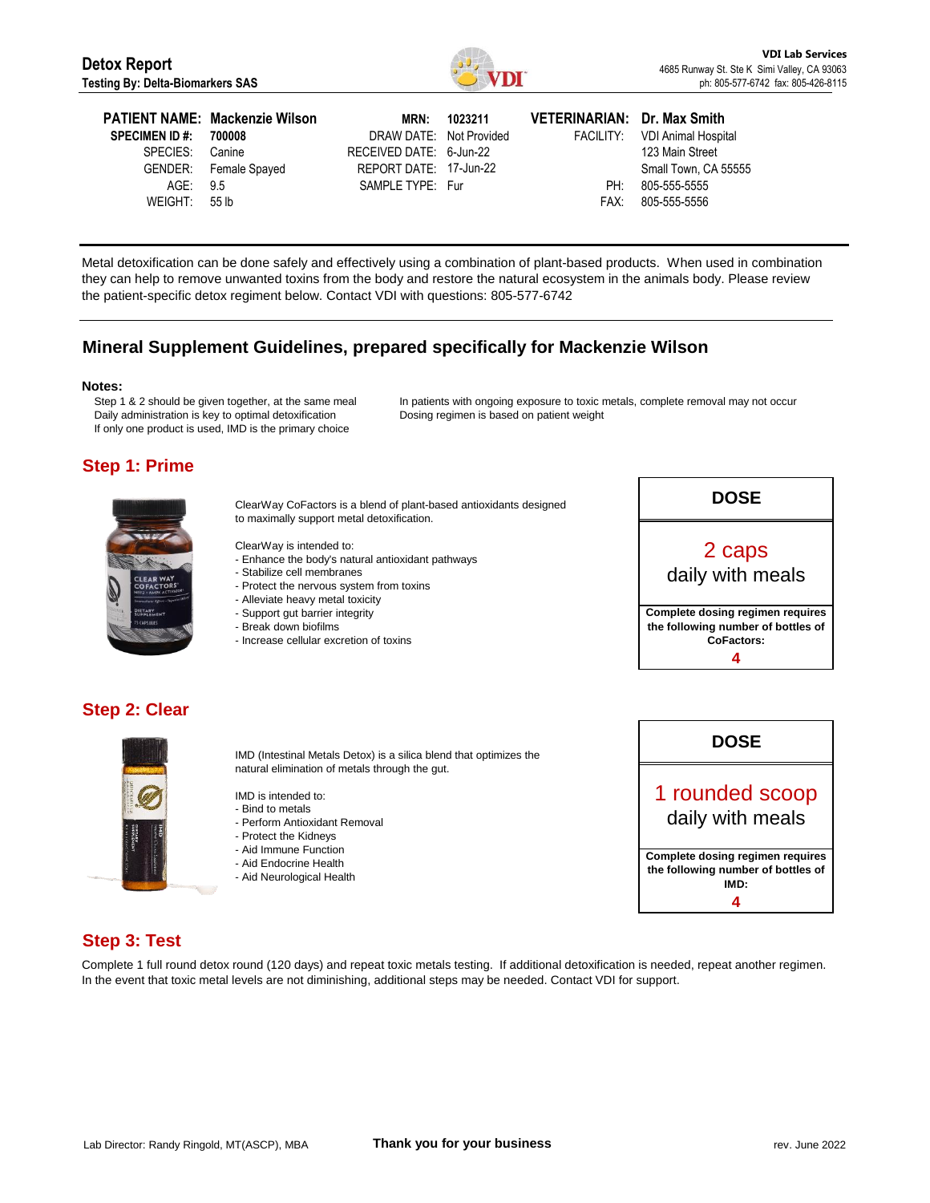**Detox Report**
**Testing By: Delta-Biomarkers SAS**

**VDI Lab Services**
4685 Runway St. Ste K Simi Valley, CA 93063
ph: 805-577-6742 fax: 805-426-8115

| | | | | | |
|---|---|---|---|---|---|
| **PATIENT NAME:** | **Mackenzie Wilson** | **MRN:** | **1023211** | **VETERINARIAN:** | **Dr. Max Smith** |
| **SPECIMEN ID #:** | **700008** | DRAW DATE: | Not Provided | FACILITY: | VDI Animal Hospital |
| SPECIES: | Canine | RECEIVED DATE: | 6-Jun-22 | | 123 Main Street |
| GENDER: | Female Spayed | REPORT DATE: | 17-Jun-22 | | Small Town, CA 55555 |
| AGE: | 9.5 | SAMPLE TYPE: | Fur | PH: | 805-555-5555 |
| WEIGHT: | 55 lb | | | FAX: | 805-555-5556 |

Metal detoxification can be done safely and effectively using a combination of plant-based products. When used in combination they can help to remove unwanted toxins from the body and restore the natural ecosystem in the animals body. Please review the patient-specific detox regiment below. Contact VDI with questions: 805-577-6742

## Mineral Supplement Guidelines, prepared specifically for Mackenzie Wilson

**Notes:**

Step 1 & 2 should be given together, at the same meal
Daily administration is key to optimal detoxification
If only one product is used, IMD is the primary choice
In patients with ongoing exposure to toxic metals, complete removal may not occur
Dosing regimen is based on patient weight

## Step 1: Prime

ClearWay CoFactors is a blend of plant-based antioxidants designed to maximally support metal detoxification.

ClearWay is intended to:
- Enhance the body's natural antioxidant pathways
- Stabilize cell membranes
- Protect the nervous system from toxins
- Alleviate heavy metal toxicity
- Support gut barrier integrity
- Break down biofilms
- Increase cellular excretion of toxins

**DOSE**

2 caps
daily with meals

**Complete dosing regimen requires the following number of bottles of CoFactors:**
**4**

## Step 2: Clear

IMD (Intestinal Metals Detox) is a silica blend that optimizes the natural elimination of metals through the gut.

IMD is intended to:
- Bind to metals
- Perform Antioxidant Removal
- Protect the Kidneys
- Aid Immune Function
- Aid Endocrine Health
- Aid Neurological Health

**DOSE**

1 rounded scoop
daily with meals

**Complete dosing regimen requires the following number of bottles of IMD:**
**4**

## Step 3: Test

Complete 1 full round detox round (120 days) and repeat toxic metals testing. If additional detoxification is needed, repeat another regimen. In the event that toxic metal levels are not diminishing, additional steps may be needed. Contact VDI for support.

Lab Director: Randy Ringold, MT(ASCP), MBA

**Thank you for your business**

rev. June 2022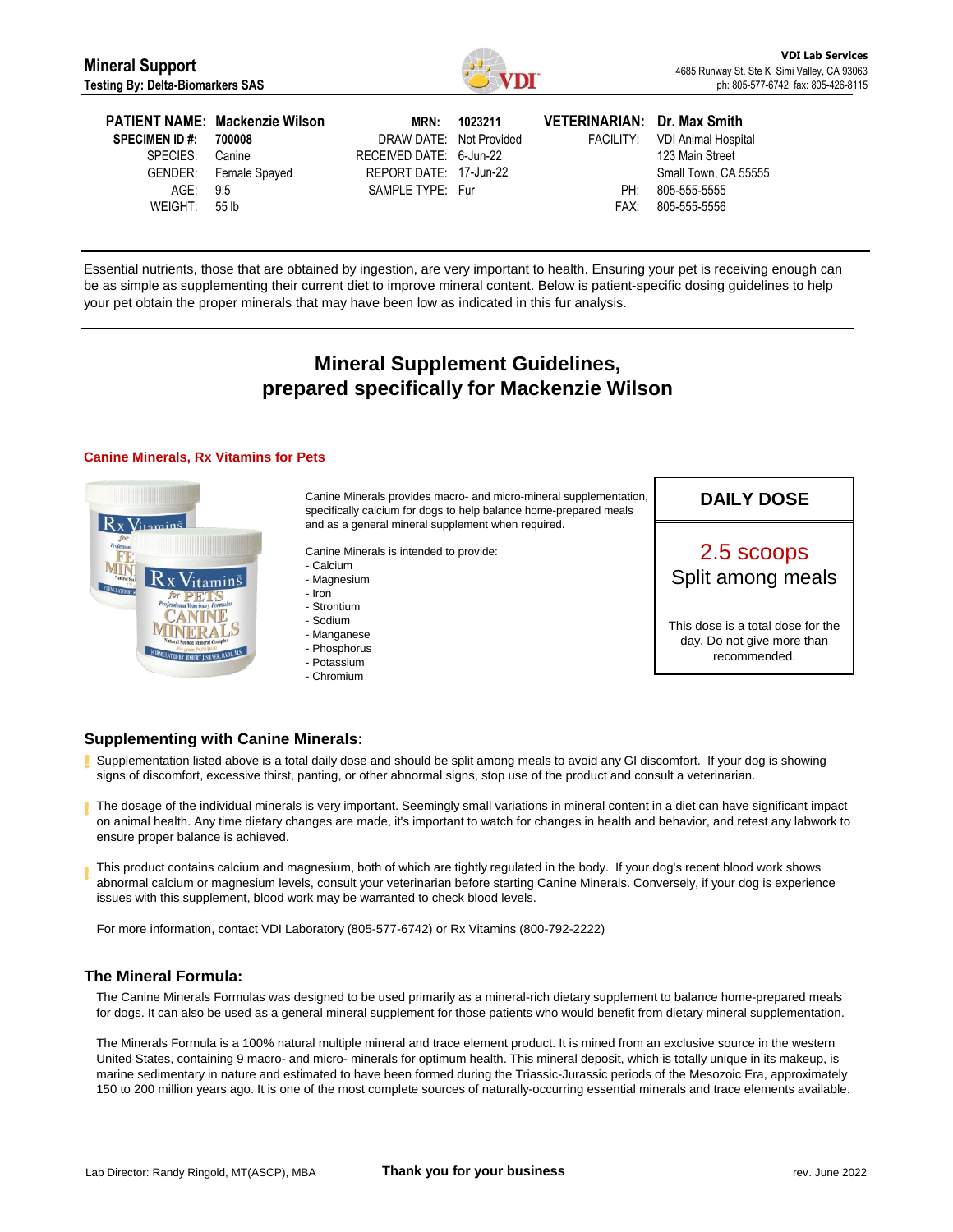**Mineral Support**
**Testing By: Delta-Biomarkers SAS**

**VDI Lab Services**
4685 Runway St. Ste K Simi Valley, CA 93063
ph: 805-577-6742 fax: 805-426-8115

| | | | | | |
|---|---|---|---|---|---|
| **PATIENT NAME:** | **Mackenzie Wilson** | **MRN:** | **1023211** | **VETERINARIAN:** | **Dr. Max Smith** |
| **SPECIMEN ID #:** | **700008** | DRAW DATE: | Not Provided | FACILITY: | VDI Animal Hospital |
| SPECIES: | Canine | RECEIVED DATE: | 6-Jun-22 | | 123 Main Street |
| GENDER: | Female Spayed | REPORT DATE: | 17-Jun-22 | | Small Town, CA 55555 |
| AGE: | 9.5 | SAMPLE TYPE: | Fur | PH: | 805-555-5555 |
| WEIGHT: | 55 lb | | | FAX: | 805-555-5556 |

Essential nutrients, those that are obtained by ingestion, are very important to health. Ensuring your pet is receiving enough can be as simple as supplementing their current diet to improve mineral content. Below is patient-specific dosing guidelines to help your pet obtain the proper minerals that may have been low as indicated in this fur analysis.

## Mineral Supplement Guidelines, prepared specifically for Mackenzie Wilson

### Canine Minerals, Rx Vitamins for Pets

Canine Minerals provides macro- and micro-mineral supplementation, specifically calcium for dogs to help balance home-prepared meals and as a general mineral supplement when required.

Canine Minerals is intended to provide:
- Calcium
- Magnesium
- Iron
- Strontium
- Sodium
- Manganese
- Phosphorus
- Potassium
- Chromium

**DAILY DOSE**

2.5 scoops
Split among meals

This dose is a total dose for the day. Do not give more than recommended.

### Supplementing with Canine Minerals:

- Supplementation listed above is a total daily dose and should be split among meals to avoid any GI discomfort. If your dog is showing signs of discomfort, excessive thirst, panting, or other abnormal signs, stop use of the product and consult a veterinarian.
- The dosage of the individual minerals is very important. Seemingly small variations in mineral content in a diet can have significant impact on animal health. Any time dietary changes are made, it's important to watch for changes in health and behavior, and retest any labwork to ensure proper balance is achieved.
- This product contains calcium and magnesium, both of which are tightly regulated in the body. If your dog's recent blood work shows abnormal calcium or magnesium levels, consult your veterinarian before starting Canine Minerals. Conversely, if your dog is experience issues with this supplement, blood work may be warranted to check blood levels.

For more information, contact VDI Laboratory (805-577-6742) or Rx Vitamins (800-792-2222)

### The Mineral Formula:

The Canine Minerals Formulas was designed to be used primarily as a mineral-rich dietary supplement to balance home-prepared meals for dogs. It can also be used as a general mineral supplement for those patients who would benefit from dietary mineral supplementation.

The Minerals Formula is a 100% natural multiple mineral and trace element product. It is mined from an exclusive source in the western United States, containing 9 macro- and micro- minerals for optimum health. This mineral deposit, which is totally unique in its makeup, is marine sedimentary in nature and estimated to have been formed during the Triassic-Jurassic periods of the Mesozoic Era, approximately 150 to 200 million years ago. It is one of the most complete sources of naturally-occurring essential minerals and trace elements available.

Lab Director: Randy Ringold, MT(ASCP), MBA | **Thank you for your business** | rev. June 2022